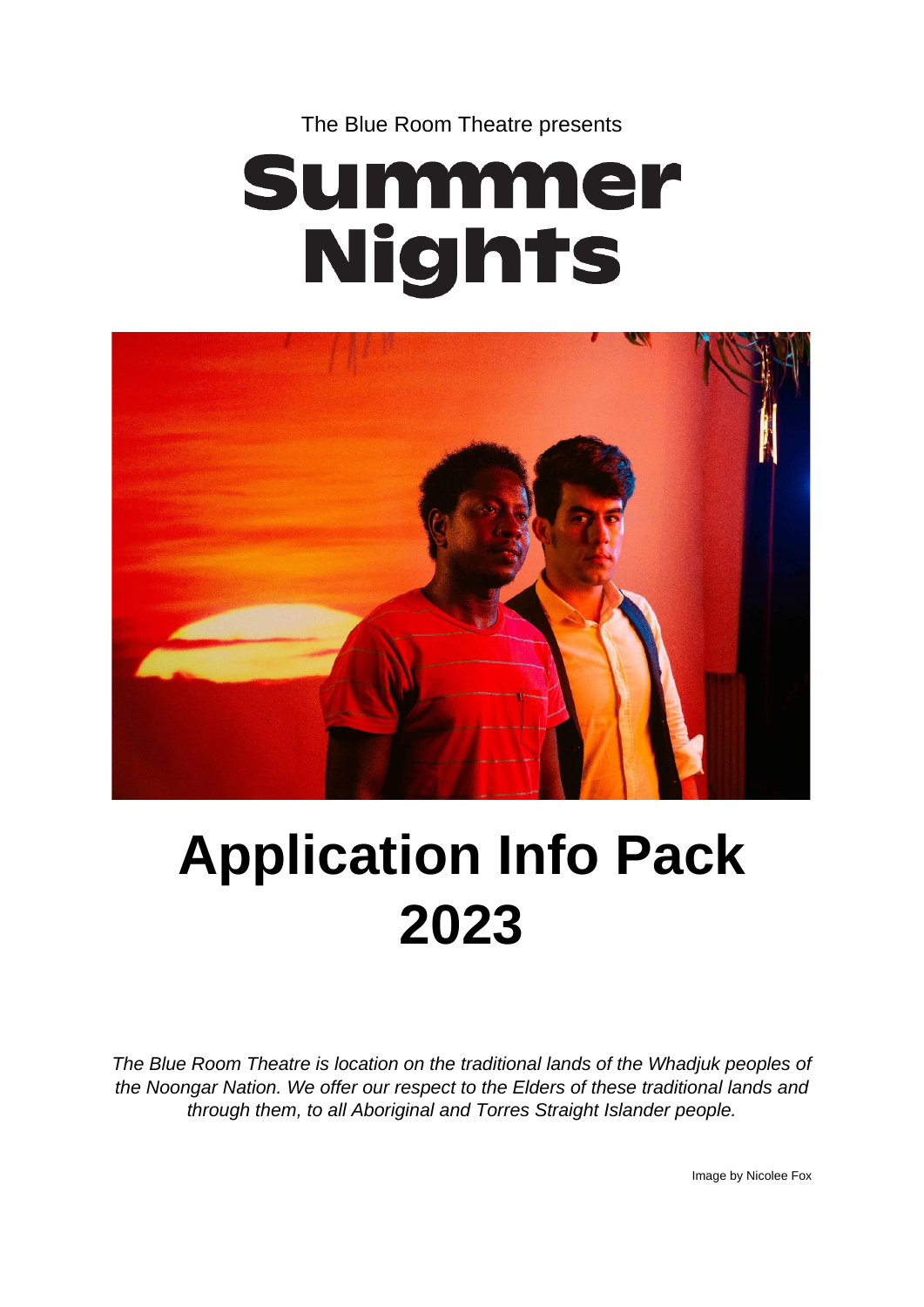The Blue Room Theatre presents

# Summmer Nights

# Application Info Pack 2023

*The Blue Room Theatre is location on the traditional lands of the Whadjuk peoples of the Noongar Nation. We offer our respect to the Elders of these traditional lands and through them, to all Aboriginal and Torres Straight Islander people.*

Image by Nicolee Fox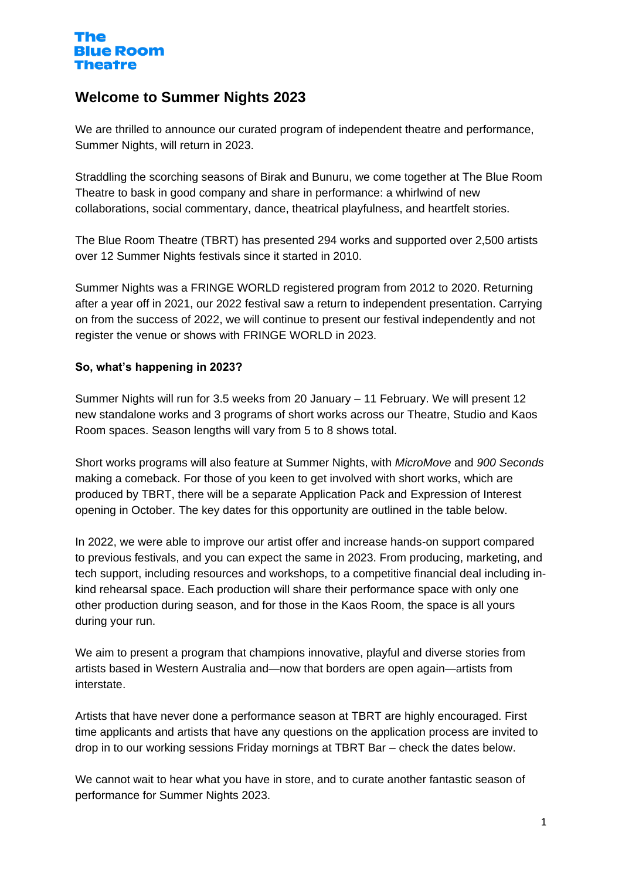The Blue Room Theatre

# Welcome to Summer Nights 2023

We are thrilled to announce our curated program of independent theatre and performance, Summer Nights, will return in 2023.

Straddling the scorching seasons of Birak and Bunuru, we come together at The Blue Room Theatre to bask in good company and share in performance: a whirlwind of new collaborations, social commentary, dance, theatrical playfulness, and heartfelt stories.

The Blue Room Theatre (TBRT) has presented 294 works and supported over 2,500 artists over 12 Summer Nights festivals since it started in 2010.

Summer Nights was a FRINGE WORLD registered program from 2012 to 2020. Returning after a year off in 2021, our 2022 festival saw a return to independent presentation. Carrying on from the success of 2022, we will continue to present our festival independently and not register the venue or shows with FRINGE WORLD in 2023.

**So, what's happening in 2023?**

Summer Nights will run for 3.5 weeks from 20 January – 11 February. We will present 12 new standalone works and 3 programs of short works across our Theatre, Studio and Kaos Room spaces. Season lengths will vary from 5 to 8 shows total.

Short works programs will also feature at Summer Nights, with *MicroMove* and *900 Seconds* making a comeback. For those of you keen to get involved with short works, which are produced by TBRT, there will be a separate Application Pack and Expression of Interest opening in October. The key dates for this opportunity are outlined in the table below.

In 2022, we were able to improve our artist offer and increase hands-on support compared to previous festivals, and you can expect the same in 2023. From producing, marketing, and tech support, including resources and workshops, to a competitive financial deal including in-kind rehearsal space. Each production will share their performance space with only one other production during season, and for those in the Kaos Room, the space is all yours during your run.

We aim to present a program that champions innovative, playful and diverse stories from artists based in Western Australia and—now that borders are open again—artists from interstate.

Artists that have never done a performance season at TBRT are highly encouraged. First time applicants and artists that have any questions on the application process are invited to drop in to our working sessions Friday mornings at TBRT Bar – check the dates below.

We cannot wait to hear what you have in store, and to curate another fantastic season of performance for Summer Nights 2023.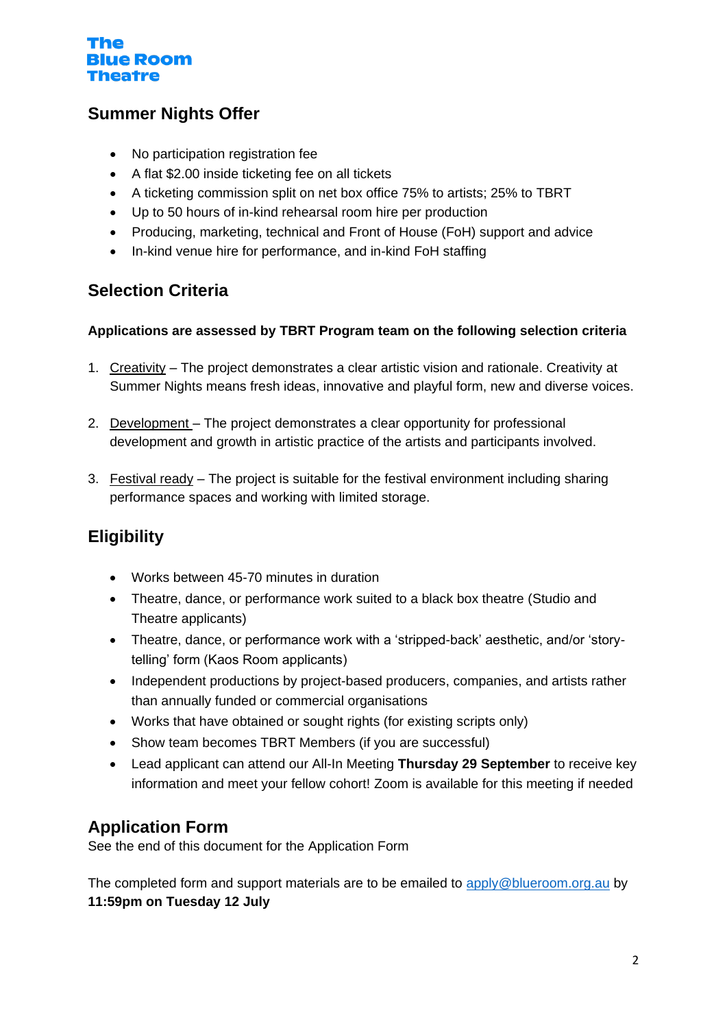The
Blue Room
Theatre

## Summer Nights Offer

- No participation registration fee
- A flat $2.00 inside ticketing fee on all tickets
- A ticketing commission split on net box office 75% to artists; 25% to TBRT
- Up to 50 hours of in-kind rehearsal room hire per production
- Producing, marketing, technical and Front of House (FoH) support and advice
- In-kind venue hire for performance, and in-kind FoH staffing

## Selection Criteria

**Applications are assessed by TBRT Program team on the following selection criteria**

1. Creativity – The project demonstrates a clear artistic vision and rationale. Creativity at Summer Nights means fresh ideas, innovative and playful form, new and diverse voices.

2. Development – The project demonstrates a clear opportunity for professional development and growth in artistic practice of the artists and participants involved.

3. Festival ready – The project is suitable for the festival environment including sharing performance spaces and working with limited storage.

## Eligibility

- Works between 45-70 minutes in duration
- Theatre, dance, or performance work suited to a black box theatre (Studio and Theatre applicants)
- Theatre, dance, or performance work with a 'stripped-back' aesthetic, and/or 'story-telling' form (Kaos Room applicants)
- Independent productions by project-based producers, companies, and artists rather than annually funded or commercial organisations
- Works that have obtained or sought rights (for existing scripts only)
- Show team becomes TBRT Members (if you are successful)
- Lead applicant can attend our All-In Meeting **Thursday 29 September** to receive key information and meet your fellow cohort! Zoom is available for this meeting if needed

## Application Form

See the end of this document for the Application Form

The completed form and support materials are to be emailed to apply@blueroom.org.au by **11:59pm on Tuesday 12 July**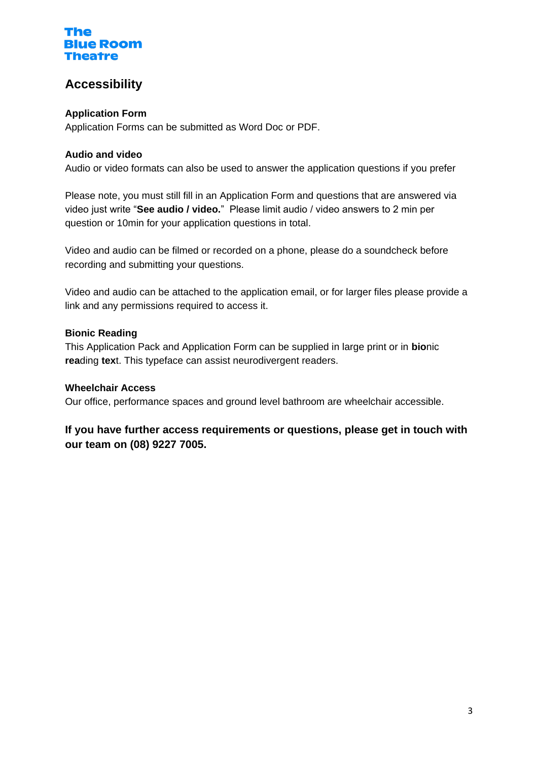The Blue Room Theatre

# Accessibility

**Application Form**
Application Forms can be submitted as Word Doc or PDF.

**Audio and video**
Audio or video formats can also be used to answer the application questions if you prefer

Please note, you must still fill in an Application Form and questions that are answered via video just write "**See audio / video.**" Please limit audio / video answers to 2 min per question or 10min for your application questions in total.

Video and audio can be filmed or recorded on a phone, please do a soundcheck before recording and submitting your questions.

Video and audio can be attached to the application email, or for larger files please provide a link and any permissions required to access it.

**Bionic Reading**
This Application Pack and Application Form can be supplied in large print or in **bio**nic **rea**ding **tex**t. This typeface can assist neurodivergent readers.

**Wheelchair Access**
Our office, performance spaces and ground level bathroom are wheelchair accessible.

**If you have further access requirements or questions, please get in touch with our team on (08) 9227 7005.**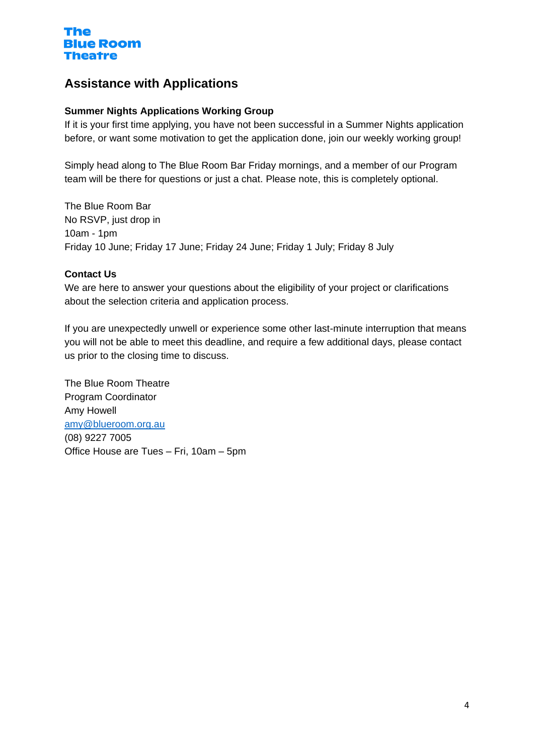The Blue Room Theatre

# Assistance with Applications

**Summer Nights Applications Working Group**

If it is your first time applying, you have not been successful in a Summer Nights application before, or want some motivation to get the application done, join our weekly working group!

Simply head along to The Blue Room Bar Friday mornings, and a member of our Program team will be there for questions or just a chat. Please note, this is completely optional.

The Blue Room Bar
No RSVP, just drop in
10am - 1pm
Friday 10 June; Friday 17 June; Friday 24 June; Friday 1 July; Friday 8 July

**Contact Us**

We are here to answer your questions about the eligibility of your project or clarifications about the selection criteria and application process.

If you are unexpectedly unwell or experience some other last-minute interruption that means you will not be able to meet this deadline, and require a few additional days, please contact us prior to the closing time to discuss.

The Blue Room Theatre
Program Coordinator
Amy Howell
amy@blueroom.org.au
(08) 9227 7005
Office House are Tues – Fri, 10am – 5pm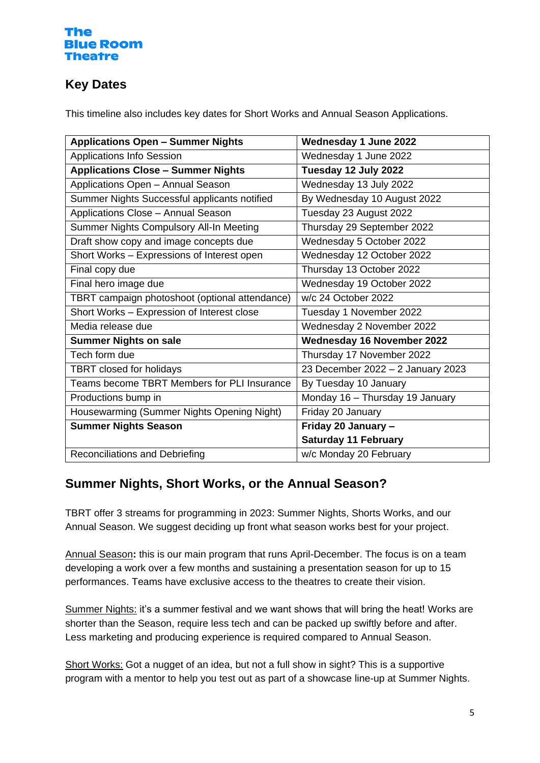The Blue Room Theatre

## Key Dates

This timeline also includes key dates for Short Works and Annual Season Applications.

| **Applications Open – Summer Nights** | **Wednesday 1 June 2022** |
|---|---|
| Applications Info Session | Wednesday 1 June 2022 |
| **Applications Close – Summer Nights** | **Tuesday 12 July 2022** |
| Applications Open – Annual Season | Wednesday 13 July 2022 |
| Summer Nights Successful applicants notified | By Wednesday 10 August 2022 |
| Applications Close – Annual Season | Tuesday 23 August 2022 |
| Summer Nights Compulsory All-In Meeting | Thursday 29 September 2022 |
| Draft show copy and image concepts due | Wednesday 5 October 2022 |
| Short Works – Expressions of Interest open | Wednesday 12 October 2022 |
| Final copy due | Thursday 13 October 2022 |
| Final hero image due | Wednesday 19 October 2022 |
| TBRT campaign photoshoot (optional attendance) | w/c 24 October 2022 |
| Short Works – Expression of Interest close | Tuesday 1 November 2022 |
| Media release due | Wednesday 2 November 2022 |
| **Summer Nights on sale** | **Wednesday 16 November 2022** |
| Tech form due | Thursday 17 November 2022 |
| TBRT closed for holidays | 23 December 2022 – 2 January 2023 |
| Teams become TBRT Members for PLI Insurance | By Tuesday 10 January |
| Productions bump in | Monday 16 – Thursday 19 January |
| Housewarming (Summer Nights Opening Night) | Friday 20 January |
| **Summer Nights Season** | **Friday 20 January – Saturday 11 February** |
| Reconciliations and Debriefing | w/c Monday 20 February |

## Summer Nights, Short Works, or the Annual Season?

TBRT offer 3 streams for programming in 2023: Summer Nights, Shorts Works, and our Annual Season. We suggest deciding up front what season works best for your project.

Annual Season**:** this is our main program that runs April-December. The focus is on a team developing a work over a few months and sustaining a presentation season for up to 15 performances. Teams have exclusive access to the theatres to create their vision.

Summer Nights: it's a summer festival and we want shows that will bring the heat! Works are shorter than the Season, require less tech and can be packed up swiftly before and after. Less marketing and producing experience is required compared to Annual Season.

Short Works: Got a nugget of an idea, but not a full show in sight? This is a supportive program with a mentor to help you test out as part of a showcase line-up at Summer Nights.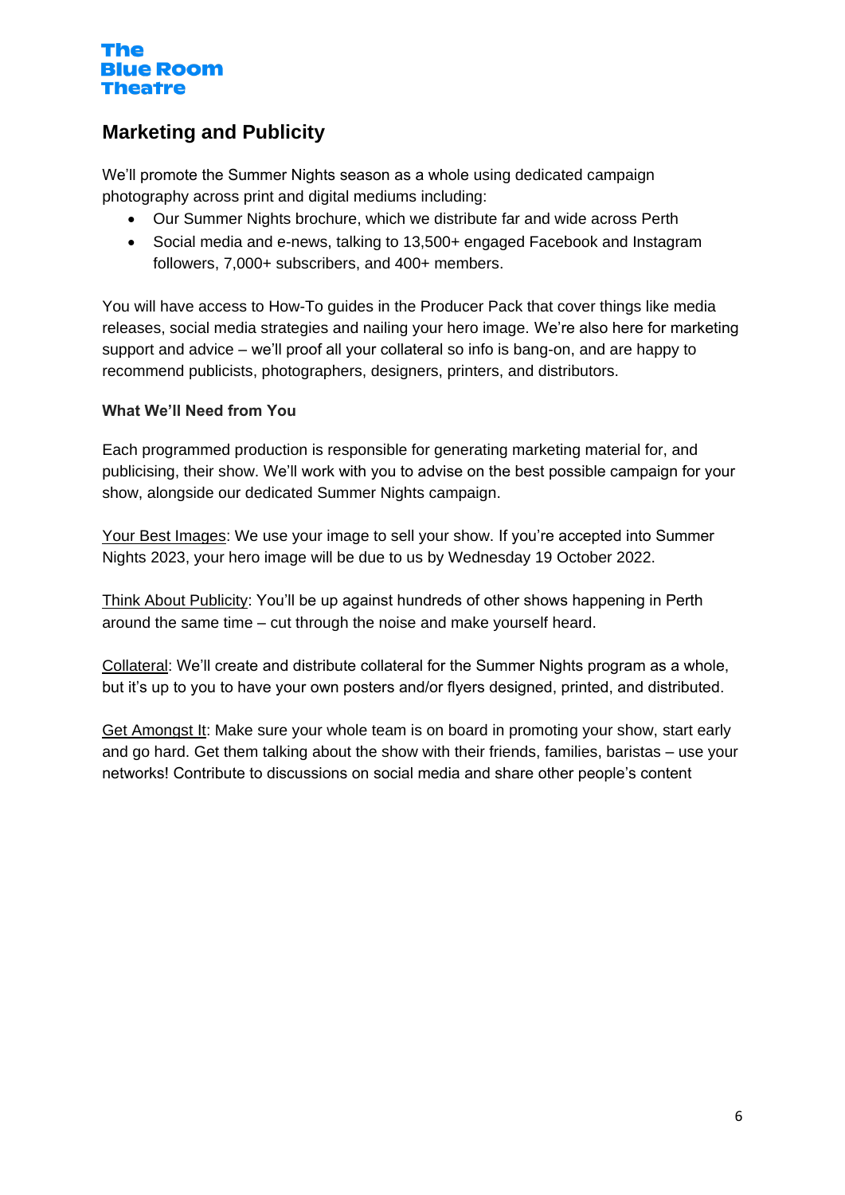## Marketing and Publicity

We'll promote the Summer Nights season as a whole using dedicated campaign photography across print and digital mediums including:

- Our Summer Nights brochure, which we distribute far and wide across Perth
- Social media and e-news, talking to 13,500+ engaged Facebook and Instagram followers, 7,000+ subscribers, and 400+ members.

You will have access to How-To guides in the Producer Pack that cover things like media releases, social media strategies and nailing your hero image. We're also here for marketing support and advice – we'll proof all your collateral so info is bang-on, and are happy to recommend publicists, photographers, designers, printers, and distributors.

**What We'll Need from You**

Each programmed production is responsible for generating marketing material for, and publicising, their show. We'll work with you to advise on the best possible campaign for your show, alongside our dedicated Summer Nights campaign.

Your Best Images: We use your image to sell your show. If you're accepted into Summer Nights 2023, your hero image will be due to us by Wednesday 19 October 2022.

Think About Publicity: You'll be up against hundreds of other shows happening in Perth around the same time – cut through the noise and make yourself heard.

Collateral: We'll create and distribute collateral for the Summer Nights program as a whole, but it's up to you to have your own posters and/or flyers designed, printed, and distributed.

Get Amongst It: Make sure your whole team is on board in promoting your show, start early and go hard. Get them talking about the show with their friends, families, baristas – use your networks! Contribute to discussions on social media and share other people's content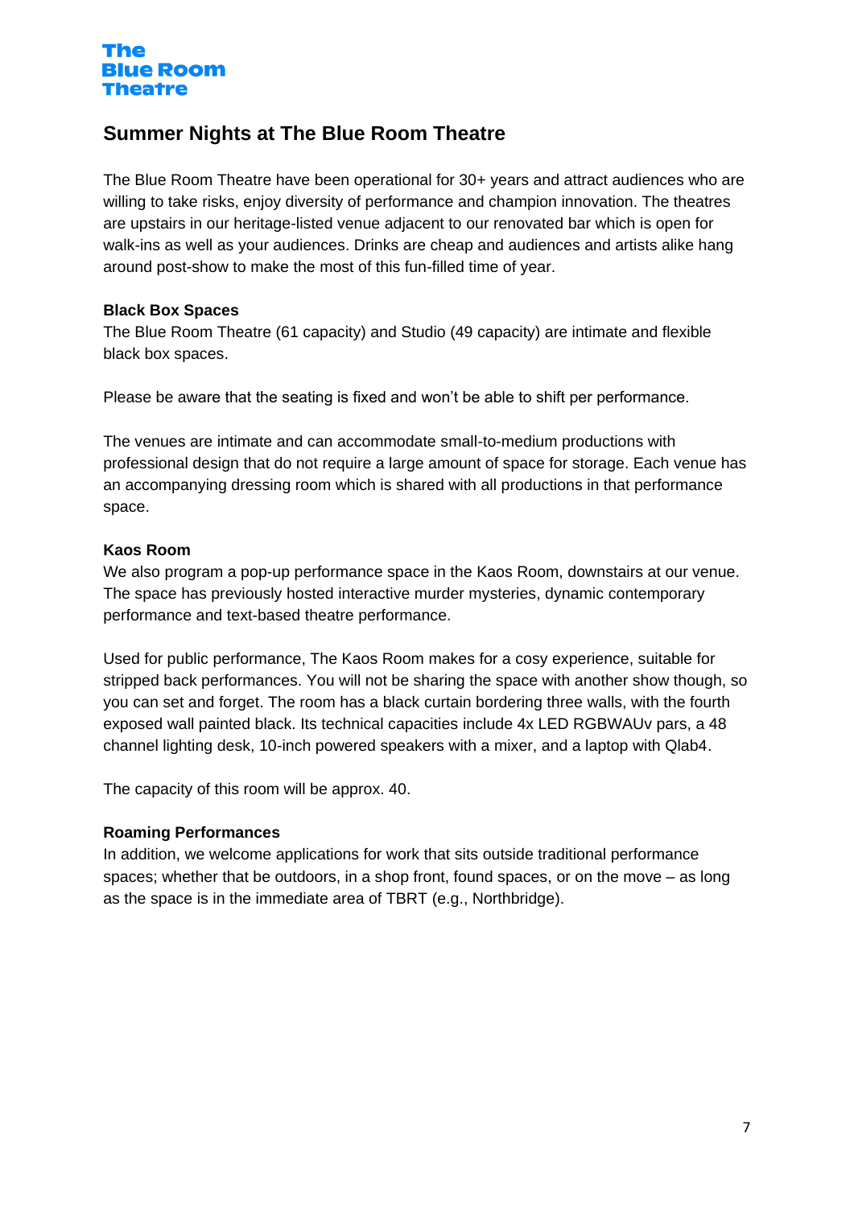The Blue Room Theatre

## Summer Nights at The Blue Room Theatre

The Blue Room Theatre have been operational for 30+ years and attract audiences who are willing to take risks, enjoy diversity of performance and champion innovation. The theatres are upstairs in our heritage-listed venue adjacent to our renovated bar which is open for walk-ins as well as your audiences. Drinks are cheap and audiences and artists alike hang around post-show to make the most of this fun-filled time of year.

**Black Box Spaces**

The Blue Room Theatre (61 capacity) and Studio (49 capacity) are intimate and flexible black box spaces.

Please be aware that the seating is fixed and won't be able to shift per performance.

The venues are intimate and can accommodate small-to-medium productions with professional design that do not require a large amount of space for storage. Each venue has an accompanying dressing room which is shared with all productions in that performance space.

**Kaos Room**

We also program a pop-up performance space in the Kaos Room, downstairs at our venue. The space has previously hosted interactive murder mysteries, dynamic contemporary performance and text-based theatre performance.

Used for public performance, The Kaos Room makes for a cosy experience, suitable for stripped back performances. You will not be sharing the space with another show though, so you can set and forget. The room has a black curtain bordering three walls, with the fourth exposed wall painted black. Its technical capacities include 4x LED RGBWAUv pars, a 48 channel lighting desk, 10-inch powered speakers with a mixer, and a laptop with Qlab4.

The capacity of this room will be approx. 40.

**Roaming Performances**

In addition, we welcome applications for work that sits outside traditional performance spaces; whether that be outdoors, in a shop front, found spaces, or on the move – as long as the space is in the immediate area of TBRT (e.g., Northbridge).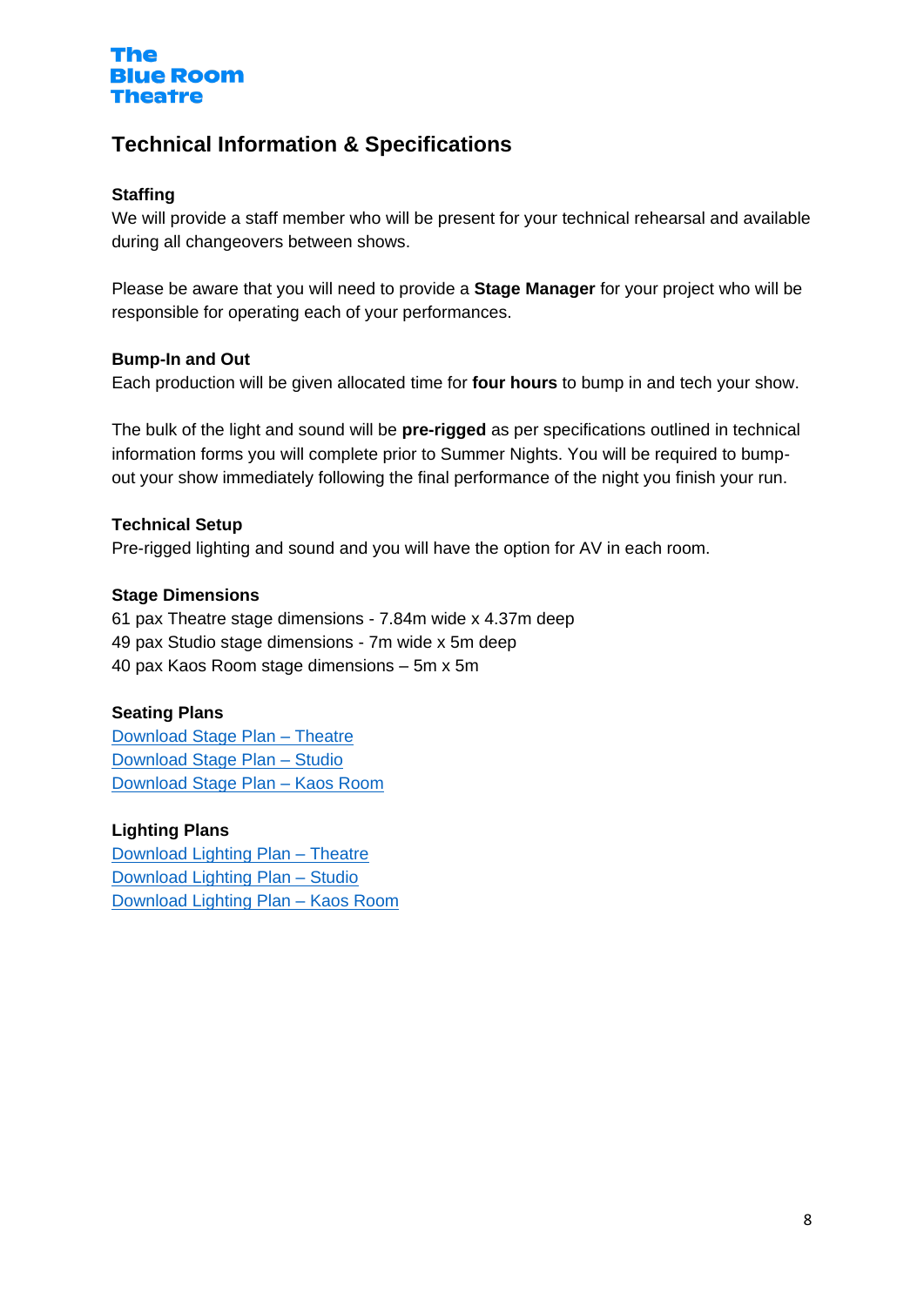The Blue Room Theatre

## Technical Information & Specifications

### Staffing

We will provide a staff member who will be present for your technical rehearsal and available during all changeovers between shows.

Please be aware that you will need to provide a **Stage Manager** for your project who will be responsible for operating each of your performances.

### Bump-In and Out

Each production will be given allocated time for **four hours** to bump in and tech your show.

The bulk of the light and sound will be **pre-rigged** as per specifications outlined in technical information forms you will complete prior to Summer Nights. You will be required to bump-out your show immediately following the final performance of the night you finish your run.

### Technical Setup

Pre-rigged lighting and sound and you will have the option for AV in each room.

### Stage Dimensions

61 pax Theatre stage dimensions - 7.84m wide x 4.37m deep
49 pax Studio stage dimensions - 7m wide x 5m deep
40 pax Kaos Room stage dimensions – 5m x 5m

### Seating Plans

Download Stage Plan – Theatre
Download Stage Plan – Studio
Download Stage Plan – Kaos Room

### Lighting Plans

Download Lighting Plan – Theatre
Download Lighting Plan – Studio
Download Lighting Plan – Kaos Room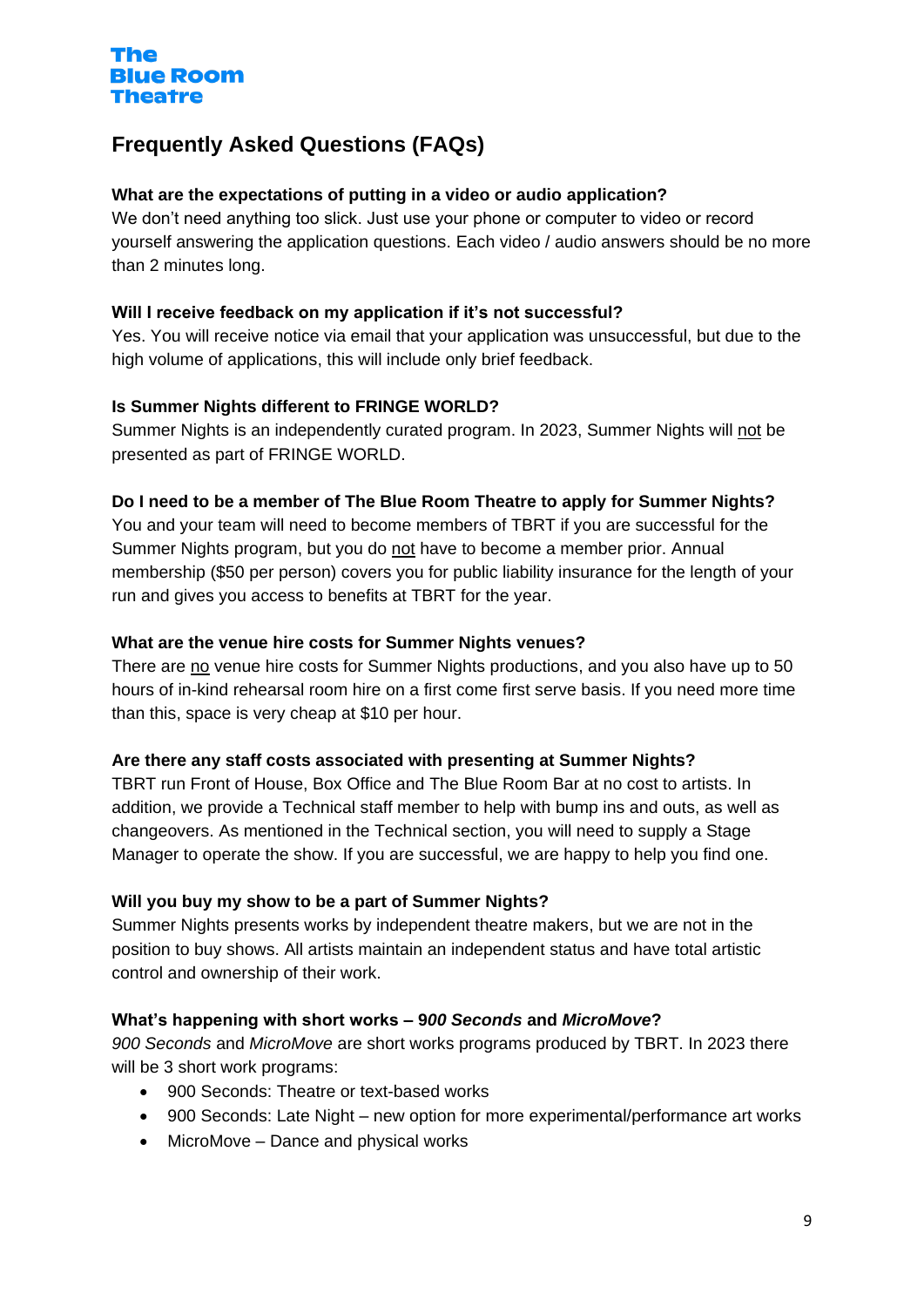## Frequently Asked Questions (FAQs)

**What are the expectations of putting in a video or audio application?**

We don't need anything too slick. Just use your phone or computer to video or record yourself answering the application questions. Each video / audio answers should be no more than 2 minutes long.

**Will I receive feedback on my application if it's not successful?**

Yes. You will receive notice via email that your application was unsuccessful, but due to the high volume of applications, this will include only brief feedback.

**Is Summer Nights different to FRINGE WORLD?**

Summer Nights is an independently curated program. In 2023, Summer Nights will <u>not</u> be presented as part of FRINGE WORLD.

**Do I need to be a member of The Blue Room Theatre to apply for Summer Nights?**

You and your team will need to become members of TBRT if you are successful for the Summer Nights program, but you do <u>not</u> have to become a member prior. Annual membership ($50 per person) covers you for public liability insurance for the length of your run and gives you access to benefits at TBRT for the year.

**What are the venue hire costs for Summer Nights venues?**

There are <u>no</u> venue hire costs for Summer Nights productions, and you also have up to 50 hours of in-kind rehearsal room hire on a first come first serve basis. If you need more time than this, space is very cheap at $10 per hour.

**Are there any staff costs associated with presenting at Summer Nights?**

TBRT run Front of House, Box Office and The Blue Room Bar at no cost to artists. In addition, we provide a Technical staff member to help with bump ins and outs, as well as changeovers. As mentioned in the Technical section, you will need to supply a Stage Manager to operate the show. If you are successful, we are happy to help you find one.

**Will you buy my show to be a part of Summer Nights?**

Summer Nights presents works by independent theatre makers, but we are not in the position to buy shows. All artists maintain an independent status and have total artistic control and ownership of their work.

**What's happening with short works – 9*00 Seconds* and *MicroMove*?**

*900 Seconds* and *MicroMove* are short works programs produced by TBRT. In 2023 there will be 3 short work programs:

- 900 Seconds: Theatre or text-based works
- 900 Seconds: Late Night – new option for more experimental/performance art works
- MicroMove – Dance and physical works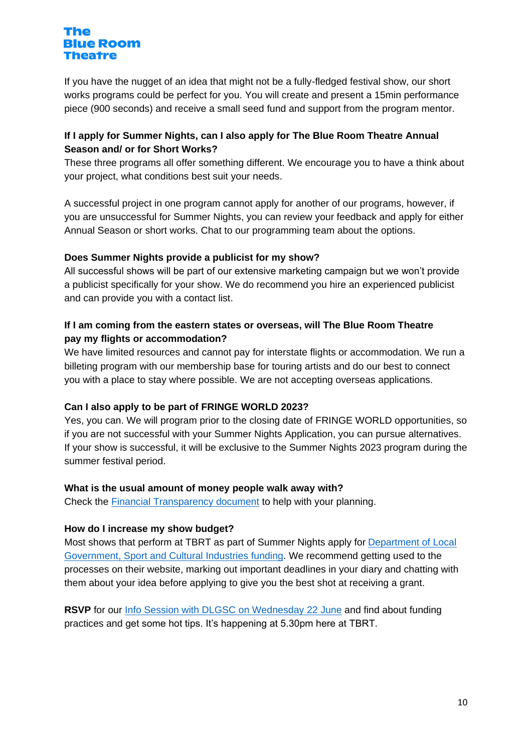If you have the nugget of an idea that might not be a fully-fledged festival show, our short works programs could be perfect for you. You will create and present a 15min performance piece (900 seconds) and receive a small seed fund and support from the program mentor.

**If I apply for Summer Nights, can I also apply for The Blue Room Theatre Annual Season and/ or for Short Works?**

These three programs all offer something different. We encourage you to have a think about your project, what conditions best suit your needs.

A successful project in one program cannot apply for another of our programs, however, if you are unsuccessful for Summer Nights, you can review your feedback and apply for either Annual Season or short works. Chat to our programming team about the options.

**Does Summer Nights provide a publicist for my show?**

All successful shows will be part of our extensive marketing campaign but we won't provide a publicist specifically for your show. We do recommend you hire an experienced publicist and can provide you with a contact list.

**If I am coming from the eastern states or overseas, will The Blue Room Theatre pay my flights or accommodation?**

We have limited resources and cannot pay for interstate flights or accommodation. We run a billeting program with our membership base for touring artists and do our best to connect you with a place to stay where possible. We are not accepting overseas applications.

**Can I also apply to be part of FRINGE WORLD 2023?**

Yes, you can. We will program prior to the closing date of FRINGE WORLD opportunities, so if you are not successful with your Summer Nights Application, you can pursue alternatives. If your show is successful, it will be exclusive to the Summer Nights 2023 program during the summer festival period.

**What is the usual amount of money people walk away with?**

Check the [Financial Transparency document] to help with your planning.

**How do I increase my show budget?**

Most shows that perform at TBRT as part of Summer Nights apply for [Department of Local Government, Sport and Cultural Industries funding]. We recommend getting used to the processes on their website, marking out important deadlines in your diary and chatting with them about your idea before applying to give you the best shot at receiving a grant.

**RSVP** for our [Info Session with DLGSC on Wednesday 22 June] and find about funding practices and get some hot tips. It's happening at 5.30pm here at TBRT.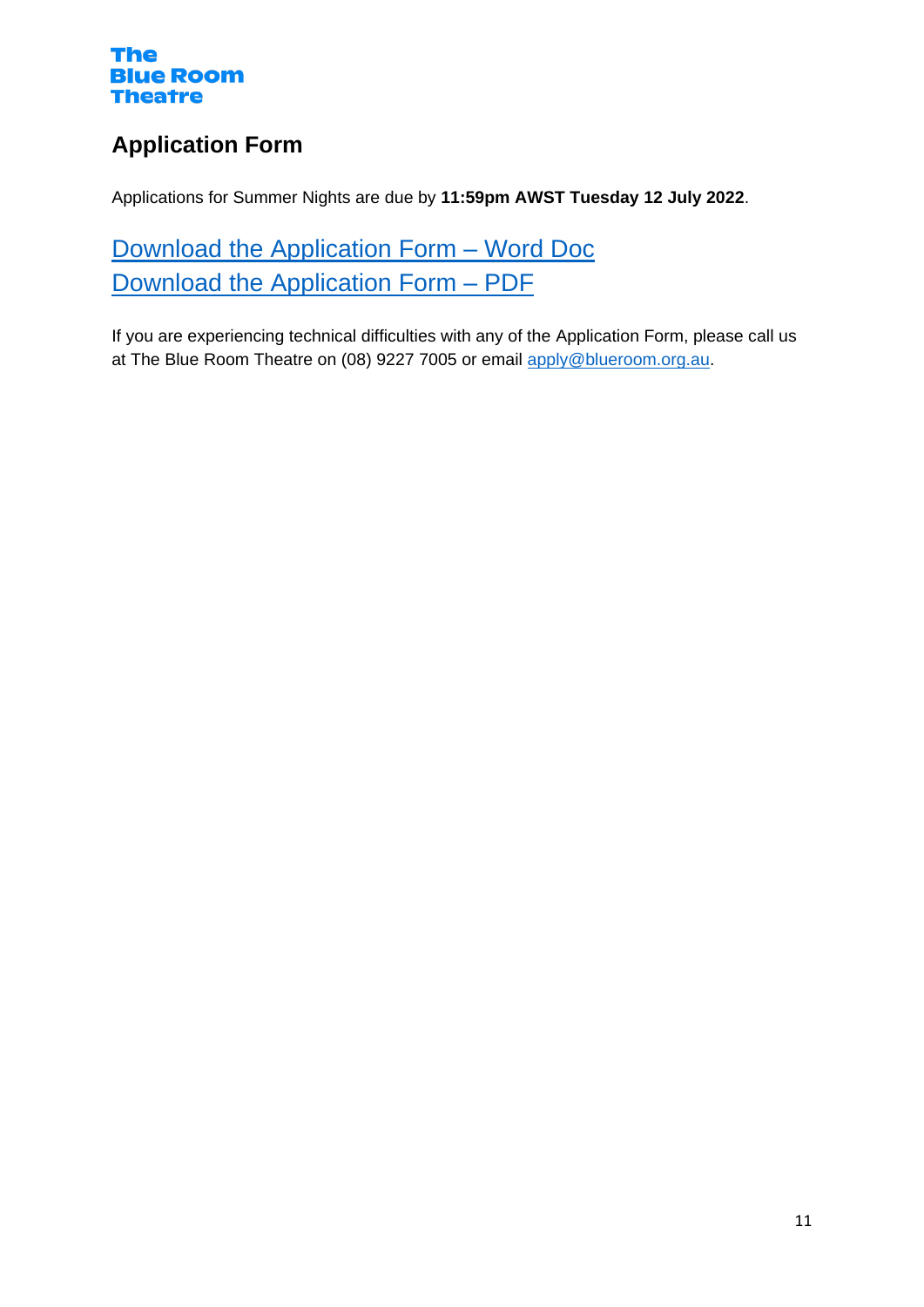The Blue Room Theatre

## Application Form

Applications for Summer Nights are due by **11:59pm AWST Tuesday 12 July 2022**.

Download the Application Form – Word Doc
Download the Application Form – PDF

If you are experiencing technical difficulties with any of the Application Form, please call us at The Blue Room Theatre on (08) 9227 7005 or email apply@blueroom.org.au.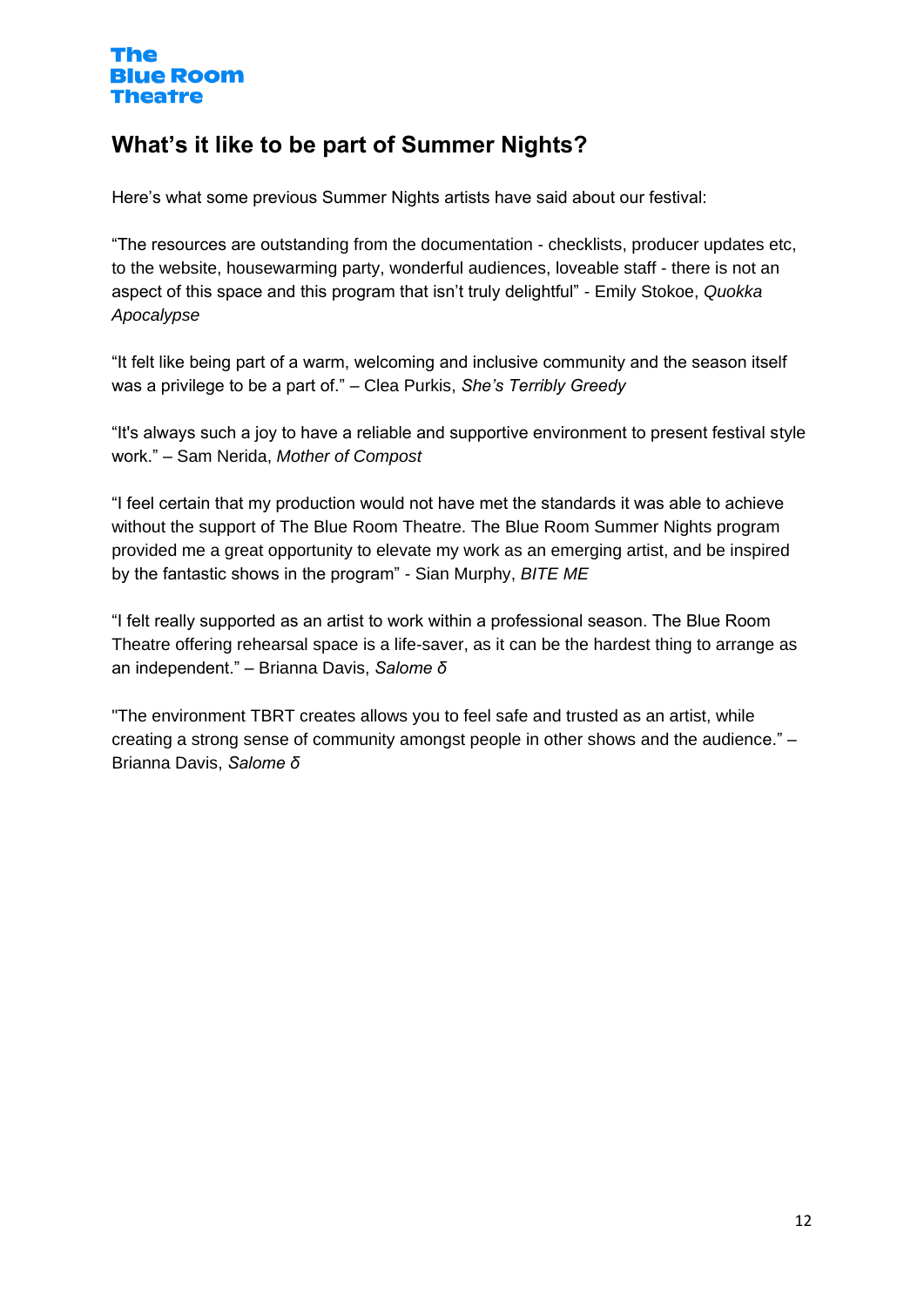The Blue Room Theatre

## What's it like to be part of Summer Nights?

Here's what some previous Summer Nights artists have said about our festival:

"The resources are outstanding from the documentation - checklists, producer updates etc, to the website, housewarming party, wonderful audiences, loveable staff - there is not an aspect of this space and this program that isn't truly delightful" - Emily Stokoe, *Quokka Apocalypse*

"It felt like being part of a warm, welcoming and inclusive community and the season itself was a privilege to be a part of." – Clea Purkis, *She's Terribly Greedy*

"It's always such a joy to have a reliable and supportive environment to present festival style work." – Sam Nerida, *Mother of Compost*

"I feel certain that my production would not have met the standards it was able to achieve without the support of The Blue Room Theatre. The Blue Room Summer Nights program provided me a great opportunity to elevate my work as an emerging artist, and be inspired by the fantastic shows in the program" - Sian Murphy, *BITE ME*

"I felt really supported as an artist to work within a professional season. The Blue Room Theatre offering rehearsal space is a life-saver, as it can be the hardest thing to arrange as an independent." – Brianna Davis, *Salome δ*

"The environment TBRT creates allows you to feel safe and trusted as an artist, while creating a strong sense of community amongst people in other shows and the audience." – Brianna Davis, *Salome δ*